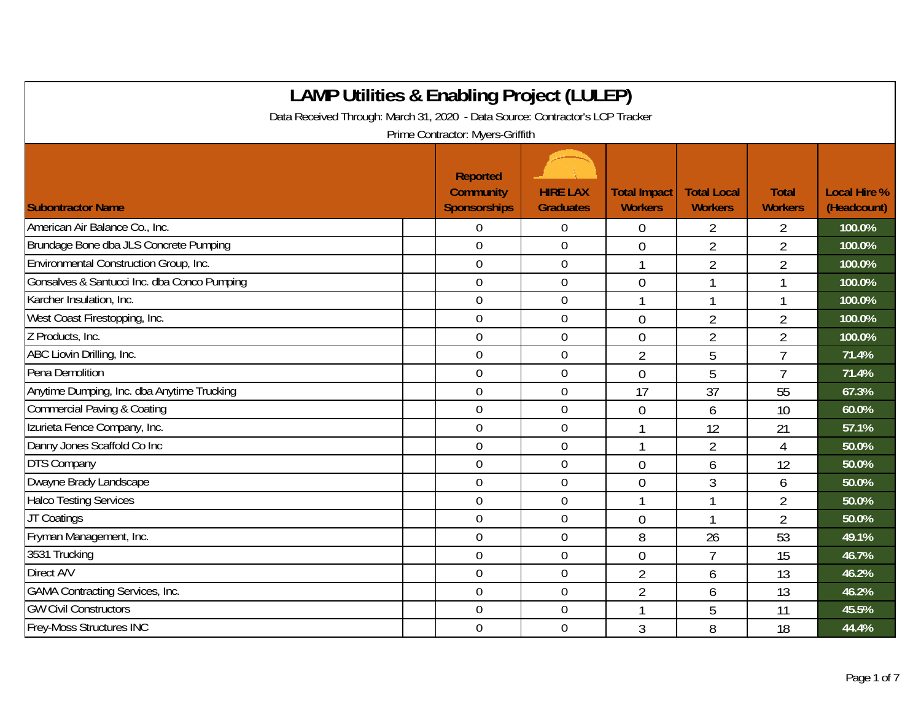# LAMP Utilities & Enabling Project (LULEP)

Data Received Through: March 31, 2020 - Data Source: Contractor's LCP Tracker

Prime Contractor: Myers-Griffith

| Subontractor Name | Reported Community Sponsorships | HIRE LAX Graduates | Total Impact Workers | Total Local Workers | Total Workers | Local Hire % (Headcount) |
|---|---|---|---|---|---|---|
| American Air Balance Co., Inc. | 0 | 0 | 0 | 2 | 2 | 100.0% |
| Brundage Bone dba JLS Concrete Pumping | 0 | 0 | 0 | 2 | 2 | 100.0% |
| Environmental Construction Group, Inc. | 0 | 0 | 1 | 2 | 2 | 100.0% |
| Gonsalves & Santucci Inc. dba Conco Pumping | 0 | 0 | 0 | 1 | 1 | 100.0% |
| Karcher Insulation, Inc. | 0 | 0 | 1 | 1 | 1 | 100.0% |
| West Coast Firestopping, Inc. | 0 | 0 | 0 | 2 | 2 | 100.0% |
| Z Products, Inc. | 0 | 0 | 0 | 2 | 2 | 100.0% |
| ABC Liovin Drilling, Inc. | 0 | 0 | 2 | 5 | 7 | 71.4% |
| Pena Demolition | 0 | 0 | 0 | 5 | 7 | 71.4% |
| Anytime Dumping, Inc. dba Anytime Trucking | 0 | 0 | 17 | 37 | 55 | 67.3% |
| Commercial Paving & Coating | 0 | 0 | 0 | 6 | 10 | 60.0% |
| Izurieta Fence Company, Inc. | 0 | 0 | 1 | 12 | 21 | 57.1% |
| Danny Jones Scaffold Co Inc | 0 | 0 | 1 | 2 | 4 | 50.0% |
| DTS Company | 0 | 0 | 0 | 6 | 12 | 50.0% |
| Dwayne Brady Landscape | 0 | 0 | 0 | 3 | 6 | 50.0% |
| Halco Testing Services | 0 | 0 | 1 | 1 | 2 | 50.0% |
| JT Coatings | 0 | 0 | 0 | 1 | 2 | 50.0% |
| Fryman Management, Inc. | 0 | 0 | 8 | 26 | 53 | 49.1% |
| 3531 Trucking | 0 | 0 | 0 | 7 | 15 | 46.7% |
| Direct A/V | 0 | 0 | 2 | 6 | 13 | 46.2% |
| GAMA Contracting Services, Inc. | 0 | 0 | 2 | 6 | 13 | 46.2% |
| GW Civil Constructors | 0 | 0 | 1 | 5 | 11 | 45.5% |
| Frey-Moss Structures INC | 0 | 0 | 3 | 8 | 18 | 44.4% |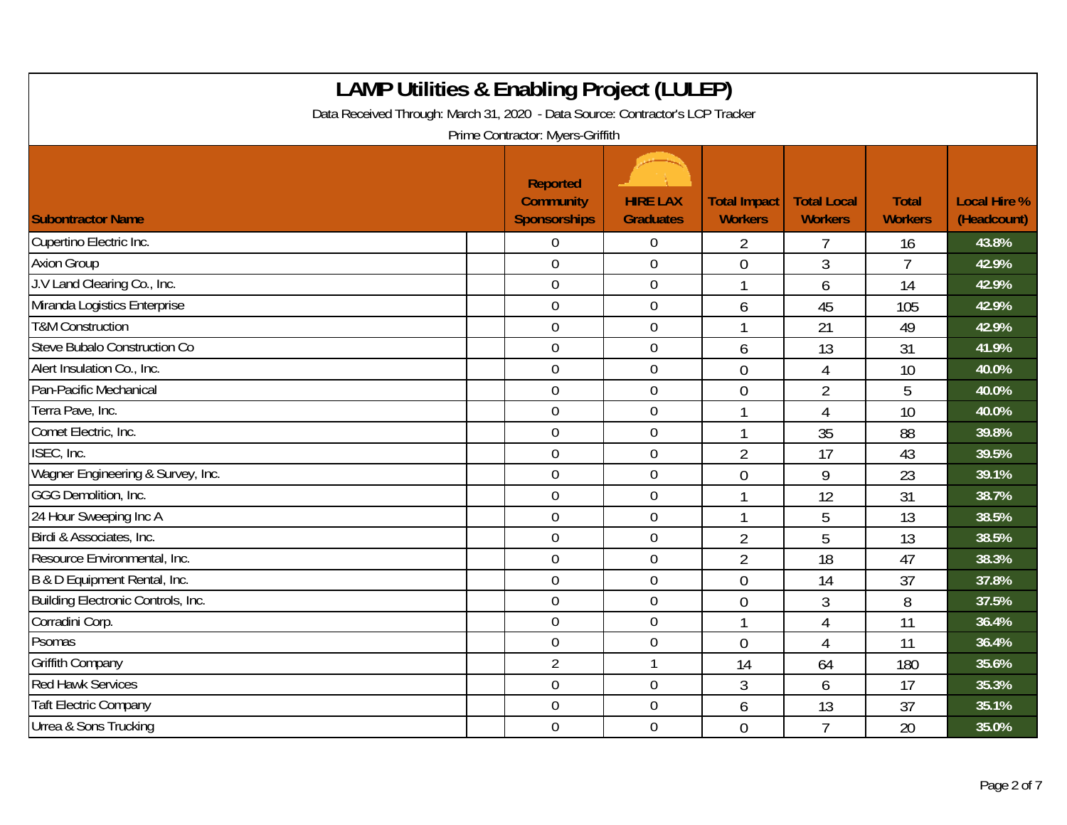# LAMP Utilities & Enabling Project (LULEP)

Data Received Through: March 31, 2020 - Data Source: Contractor's LCP Tracker

Prime Contractor: Myers-Griffith

| Subontractor Name | Reported Community Sponsorships | HIRE LAX Graduates | Total Impact Workers | Total Local Workers | Total Workers | Local Hire % (Headcount) |
|---|---|---|---|---|---|---|
| Cupertino Electric Inc. | 0 | 0 | 2 | 7 | 16 | 43.8% |
| Axion Group | 0 | 0 | 0 | 3 | 7 | 42.9% |
| J.V Land Clearing Co., Inc. | 0 | 0 | 1 | 6 | 14 | 42.9% |
| Miranda Logistics Enterprise | 0 | 0 | 6 | 45 | 105 | 42.9% |
| T&M Construction | 0 | 0 | 1 | 21 | 49 | 42.9% |
| Steve Bubalo Construction Co | 0 | 0 | 6 | 13 | 31 | 41.9% |
| Alert Insulation Co., Inc. | 0 | 0 | 0 | 4 | 10 | 40.0% |
| Pan-Pacific Mechanical | 0 | 0 | 0 | 2 | 5 | 40.0% |
| Terra Pave, Inc. | 0 | 0 | 1 | 4 | 10 | 40.0% |
| Comet Electric, Inc. | 0 | 0 | 1 | 35 | 88 | 39.8% |
| ISEC, Inc. | 0 | 0 | 2 | 17 | 43 | 39.5% |
| Wagner Engineering & Survey, Inc. | 0 | 0 | 0 | 9 | 23 | 39.1% |
| GGG Demolition, Inc. | 0 | 0 | 1 | 12 | 31 | 38.7% |
| 24 Hour Sweeping Inc A | 0 | 0 | 1 | 5 | 13 | 38.5% |
| Birdi & Associates, Inc. | 0 | 0 | 2 | 5 | 13 | 38.5% |
| Resource Environmental, Inc. | 0 | 0 | 2 | 18 | 47 | 38.3% |
| B & D Equipment Rental, Inc. | 0 | 0 | 0 | 14 | 37 | 37.8% |
| Building Electronic Controls, Inc. | 0 | 0 | 0 | 3 | 8 | 37.5% |
| Corradini Corp. | 0 | 0 | 1 | 4 | 11 | 36.4% |
| Psomas | 0 | 0 | 0 | 4 | 11 | 36.4% |
| Griffith Company | 2 | 1 | 14 | 64 | 180 | 35.6% |
| Red Hawk Services | 0 | 0 | 3 | 6 | 17 | 35.3% |
| Taft Electric Company | 0 | 0 | 6 | 13 | 37 | 35.1% |
| Urrea & Sons Trucking | 0 | 0 | 0 | 7 | 20 | 35.0% |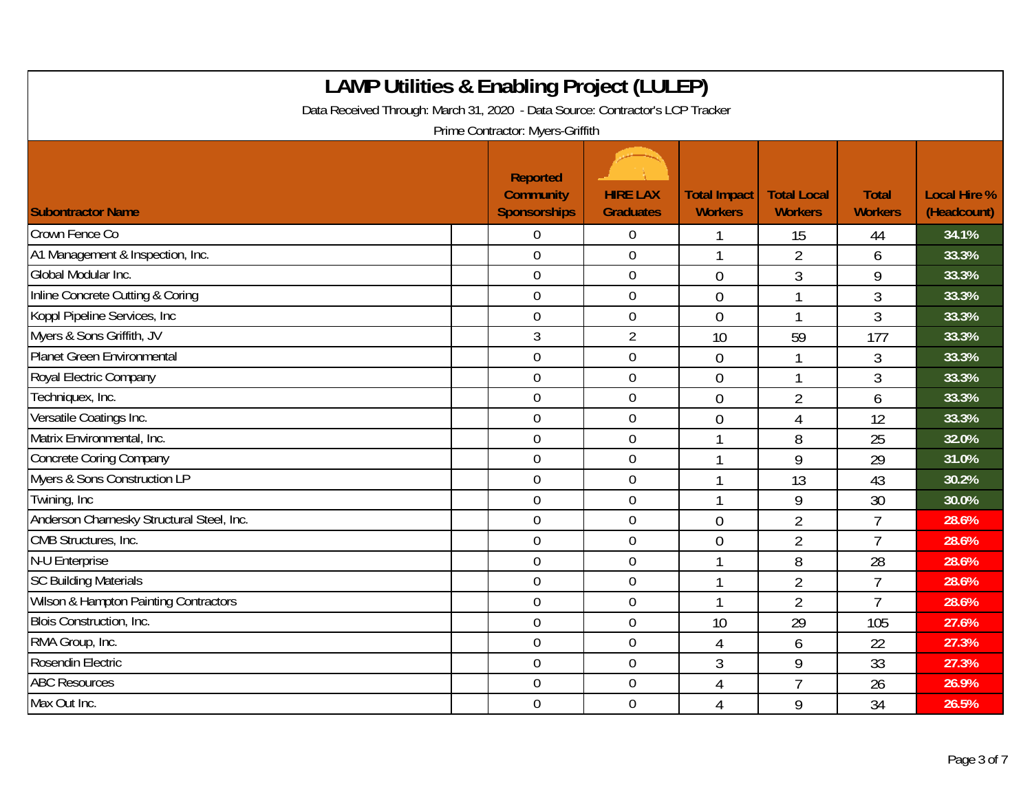# LAMP Utilities & Enabling Project (LULEP)

Data Received Through: March 31, 2020 - Data Source: Contractor's LCP Tracker

Prime Contractor: Myers-Griffith

| Subontractor Name | Reported Community Sponsorships | HIRE LAX Graduates | Total Impact Workers | Total Local Workers | Total Workers | Local Hire % (Headcount) |
|---|---|---|---|---|---|---|
| Crown Fence Co | 0 | 0 | 1 | 15 | 44 | 34.1% |
| A1 Management & Inspection, Inc. | 0 | 0 | 1 | 2 | 6 | 33.3% |
| Global Modular Inc. | 0 | 0 | 0 | 3 | 9 | 33.3% |
| Inline Concrete Cutting & Coring | 0 | 0 | 0 | 1 | 3 | 33.3% |
| Koppl Pipeline Services, Inc | 0 | 0 | 0 | 1 | 3 | 33.3% |
| Myers & Sons Griffith, JV | 3 | 2 | 10 | 59 | 177 | 33.3% |
| Planet Green Environmental | 0 | 0 | 0 | 1 | 3 | 33.3% |
| Royal Electric Company | 0 | 0 | 0 | 1 | 3 | 33.3% |
| Techniquex, Inc. | 0 | 0 | 0 | 2 | 6 | 33.3% |
| Versatile Coatings Inc. | 0 | 0 | 0 | 4 | 12 | 33.3% |
| Matrix Environmental, Inc. | 0 | 0 | 1 | 8 | 25 | 32.0% |
| Concrete Coring Company | 0 | 0 | 1 | 9 | 29 | 31.0% |
| Myers & Sons Construction LP | 0 | 0 | 1 | 13 | 43 | 30.2% |
| Twining, Inc | 0 | 0 | 1 | 9 | 30 | 30.0% |
| Anderson Charnesky Structural Steel, Inc. | 0 | 0 | 0 | 2 | 7 | 28.6% |
| CMB Structures, Inc. | 0 | 0 | 0 | 2 | 7 | 28.6% |
| N-U Enterprise | 0 | 0 | 1 | 8 | 28 | 28.6% |
| SC Building Materials | 0 | 0 | 1 | 2 | 7 | 28.6% |
| Wilson & Hampton Painting Contractors | 0 | 0 | 1 | 2 | 7 | 28.6% |
| Blois Construction, Inc. | 0 | 0 | 10 | 29 | 105 | 27.6% |
| RMA Group, Inc. | 0 | 0 | 4 | 6 | 22 | 27.3% |
| Rosendin Electric | 0 | 0 | 3 | 9 | 33 | 27.3% |
| ABC Resources | 0 | 0 | 4 | 7 | 26 | 26.9% |
| Max Out Inc. | 0 | 0 | 4 | 9 | 34 | 26.5% |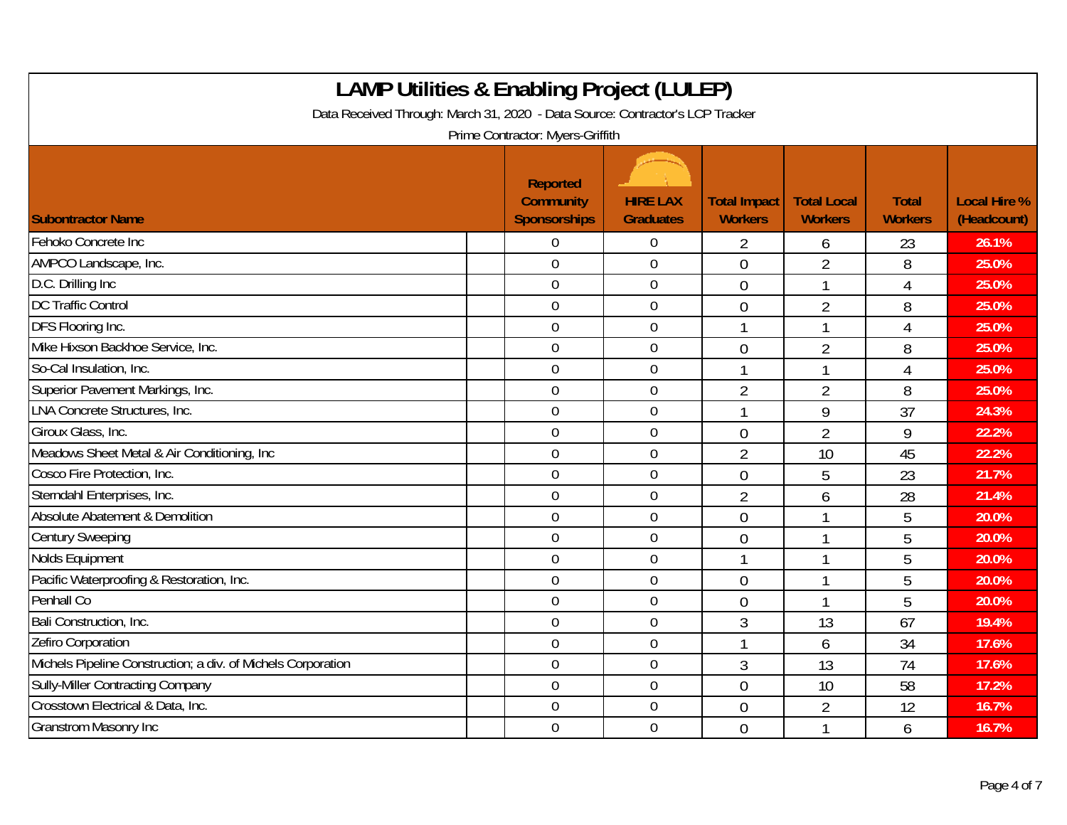# LAMP Utilities & Enabling Project (LULEP)

Data Received Through: March 31, 2020 - Data Source: Contractor's LCP Tracker

Prime Contractor: Myers-Griffith

| Subontractor Name | Reported Community Sponsorships | HIRE LAX Graduates | Total Impact Workers | Total Local Workers | Total Workers | Local Hire % (Headcount) |
|---|---|---|---|---|---|---|
| Fehoko Concrete Inc | 0 | 0 | 2 | 6 | 23 | 26.1% |
| AMPCO Landscape, Inc. | 0 | 0 | 0 | 2 | 8 | 25.0% |
| D.C. Drilling Inc | 0 | 0 | 0 | 1 | 4 | 25.0% |
| DC Traffic Control | 0 | 0 | 0 | 2 | 8 | 25.0% |
| DFS Flooring Inc. | 0 | 0 | 1 | 1 | 4 | 25.0% |
| Mike Hixson Backhoe Service, Inc. | 0 | 0 | 0 | 2 | 8 | 25.0% |
| So-Cal Insulation, Inc. | 0 | 0 | 1 | 1 | 4 | 25.0% |
| Superior Pavement Markings, Inc. | 0 | 0 | 2 | 2 | 8 | 25.0% |
| LNA Concrete Structures, Inc. | 0 | 0 | 1 | 9 | 37 | 24.3% |
| Giroux Glass, Inc. | 0 | 0 | 0 | 2 | 9 | 22.2% |
| Meadows Sheet Metal & Air Conditioning, Inc | 0 | 0 | 2 | 10 | 45 | 22.2% |
| Cosco Fire Protection, Inc. | 0 | 0 | 0 | 5 | 23 | 21.7% |
| Sterndahl Enterprises, Inc. | 0 | 0 | 2 | 6 | 28 | 21.4% |
| Absolute Abatement & Demolition | 0 | 0 | 0 | 1 | 5 | 20.0% |
| Century Sweeping | 0 | 0 | 0 | 1 | 5 | 20.0% |
| Nolds Equipment | 0 | 0 | 1 | 1 | 5 | 20.0% |
| Pacific Waterproofing & Restoration, Inc. | 0 | 0 | 0 | 1 | 5 | 20.0% |
| Penhall Co | 0 | 0 | 0 | 1 | 5 | 20.0% |
| Bali Construction, Inc. | 0 | 0 | 3 | 13 | 67 | 19.4% |
| Zefiro Corporation | 0 | 0 | 1 | 6 | 34 | 17.6% |
| Michels Pipeline Construction; a div. of Michels Corporation | 0 | 0 | 3 | 13 | 74 | 17.6% |
| Sully-Miller Contracting Company | 0 | 0 | 0 | 10 | 58 | 17.2% |
| Crosstown Electrical & Data, Inc. | 0 | 0 | 0 | 2 | 12 | 16.7% |
| Granstrom Masonry Inc | 0 | 0 | 0 | 1 | 6 | 16.7% |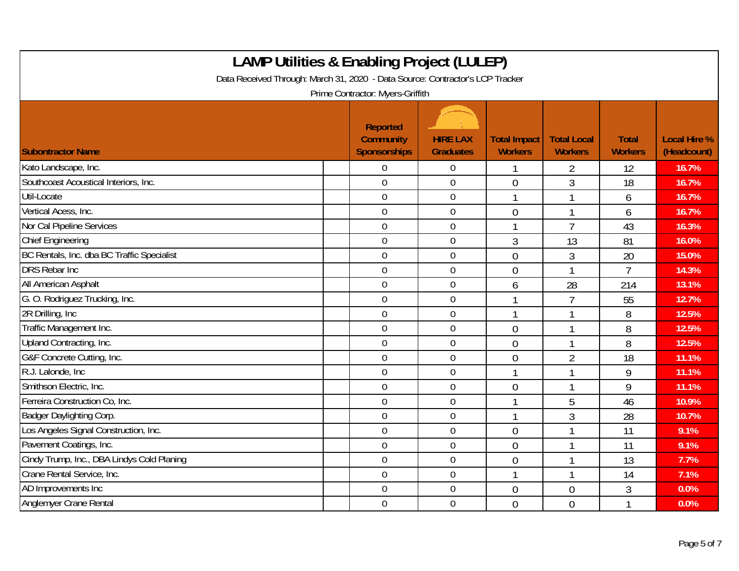# LAMP Utilities & Enabling Project (LULEP)

Data Received Through: March 31, 2020 - Data Source: Contractor's LCP Tracker

Prime Contractor: Myers-Griffith

| Subontractor Name | Reported Community Sponsorships | HIRE LAX Graduates | Total Impact Workers | Total Local Workers | Total Workers | Local Hire % (Headcount) |
|---|---|---|---|---|---|---|
| Kato Landscape, Inc. | 0 | 0 | 1 | 2 | 12 | 16.7% |
| Southcoast Acoustical Interiors, Inc. | 0 | 0 | 0 | 3 | 18 | 16.7% |
| Util-Locate | 0 | 0 | 1 | 1 | 6 | 16.7% |
| Vertical Acess, Inc. | 0 | 0 | 0 | 1 | 6 | 16.7% |
| Nor Cal Pipeline Services | 0 | 0 | 1 | 7 | 43 | 16.3% |
| Chief Engineering | 0 | 0 | 3 | 13 | 81 | 16.0% |
| BC Rentals, Inc. dba BC Traffic Specialist | 0 | 0 | 0 | 3 | 20 | 15.0% |
| DRS Rebar Inc | 0 | 0 | 0 | 1 | 7 | 14.3% |
| All American Asphalt | 0 | 0 | 6 | 28 | 214 | 13.1% |
| G. O. Rodriguez Trucking, Inc. | 0 | 0 | 1 | 7 | 55 | 12.7% |
| 2R Drilling, Inc | 0 | 0 | 1 | 1 | 8 | 12.5% |
| Traffic Management Inc. | 0 | 0 | 0 | 1 | 8 | 12.5% |
| Upland Contracting, Inc. | 0 | 0 | 0 | 1 | 8 | 12.5% |
| G&F Concrete Cutting, Inc. | 0 | 0 | 0 | 2 | 18 | 11.1% |
| R.J. Lalonde, Inc | 0 | 0 | 1 | 1 | 9 | 11.1% |
| Smithson Electric, Inc. | 0 | 0 | 0 | 1 | 9 | 11.1% |
| Ferreira Construction Co, Inc. | 0 | 0 | 1 | 5 | 46 | 10.9% |
| Badger Daylighting Corp. | 0 | 0 | 1 | 3 | 28 | 10.7% |
| Los Angeles Signal Construction, Inc. | 0 | 0 | 0 | 1 | 11 | 9.1% |
| Pavement Coatings, Inc. | 0 | 0 | 0 | 1 | 11 | 9.1% |
| Cindy Trump, Inc., DBA Lindys Cold Planing | 0 | 0 | 0 | 1 | 13 | 7.7% |
| Crane Rental Service, Inc. | 0 | 0 | 1 | 1 | 14 | 7.1% |
| AD Improvements Inc | 0 | 0 | 0 | 0 | 3 | 0.0% |
| Anglemyer Crane Rental | 0 | 0 | 0 | 0 | 1 | 0.0% |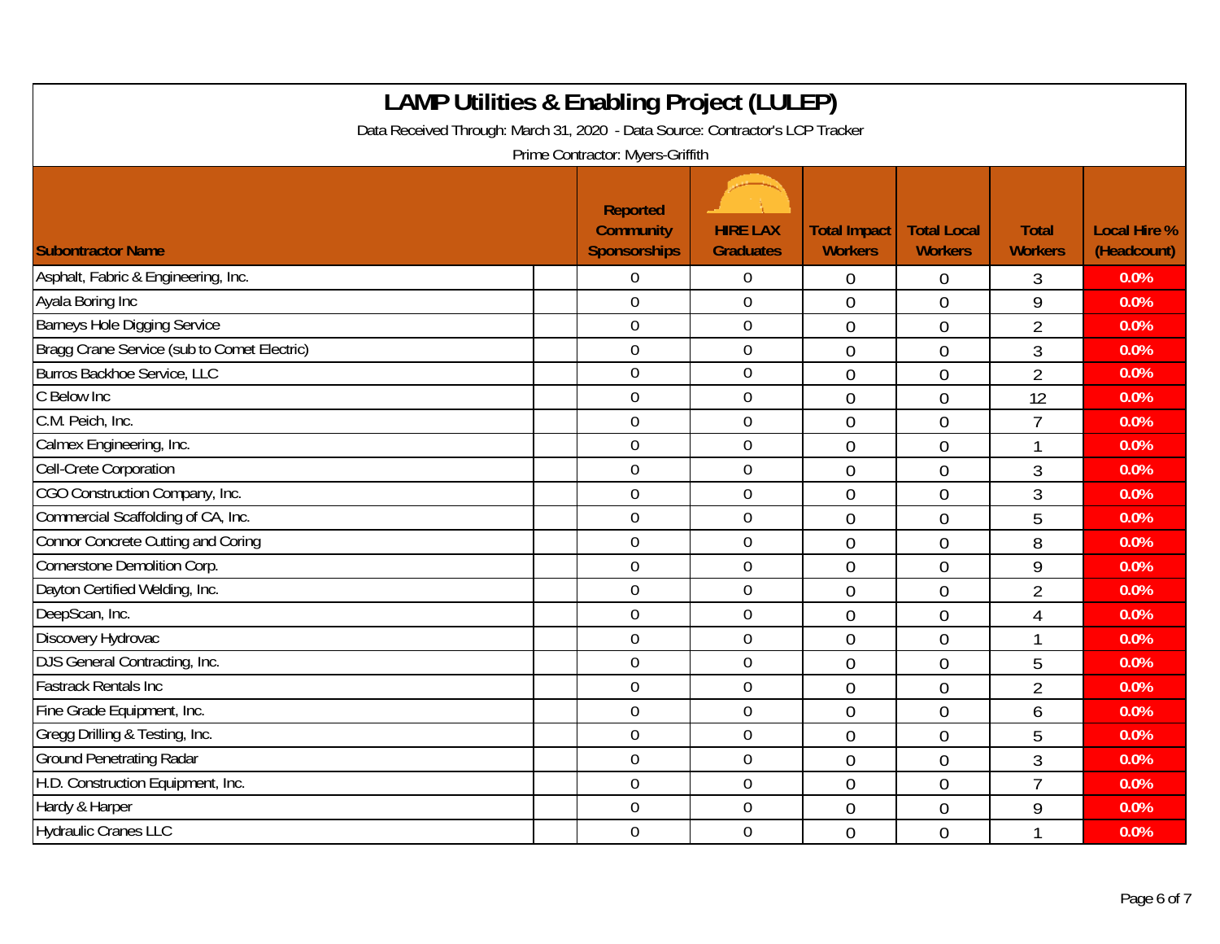# LAMP Utilities & Enabling Project (LULEP)

Data Received Through: March 31, 2020 - Data Source: Contractor's LCP Tracker

Prime Contractor: Myers-Griffith

| Subontractor Name | Reported Community Sponsorships | HIRE LAX Graduates | Total Impact Workers | Total Local Workers | Total Workers | Local Hire % (Headcount) |
|---|---|---|---|---|---|---|
| Asphalt, Fabric & Engineering, Inc. | 0 | 0 | 0 | 0 | 3 | 0.0% |
| Ayala Boring Inc | 0 | 0 | 0 | 0 | 9 | 0.0% |
| Barneys Hole Digging Service | 0 | 0 | 0 | 0 | 2 | 0.0% |
| Bragg Crane Service (sub to Comet Electric) | 0 | 0 | 0 | 0 | 3 | 0.0% |
| Burros Backhoe Service, LLC | 0 | 0 | 0 | 0 | 2 | 0.0% |
| C Below Inc | 0 | 0 | 0 | 0 | 12 | 0.0% |
| C.M. Peich, Inc. | 0 | 0 | 0 | 0 | 7 | 0.0% |
| Calmex Engineering, Inc. | 0 | 0 | 0 | 0 | 1 | 0.0% |
| Cell-Crete Corporation | 0 | 0 | 0 | 0 | 3 | 0.0% |
| CGO Construction Company, Inc. | 0 | 0 | 0 | 0 | 3 | 0.0% |
| Commercial Scaffolding of CA, Inc. | 0 | 0 | 0 | 0 | 5 | 0.0% |
| Connor Concrete Cutting and Coring | 0 | 0 | 0 | 0 | 8 | 0.0% |
| Cornerstone Demolition Corp. | 0 | 0 | 0 | 0 | 9 | 0.0% |
| Dayton Certified Welding, Inc. | 0 | 0 | 0 | 0 | 2 | 0.0% |
| DeepScan, Inc. | 0 | 0 | 0 | 0 | 4 | 0.0% |
| Discovery Hydrovac | 0 | 0 | 0 | 0 | 1 | 0.0% |
| DJS General Contracting, Inc. | 0 | 0 | 0 | 0 | 5 | 0.0% |
| Fastrack Rentals Inc | 0 | 0 | 0 | 0 | 2 | 0.0% |
| Fine Grade Equipment, Inc. | 0 | 0 | 0 | 0 | 6 | 0.0% |
| Gregg Drilling & Testing, Inc. | 0 | 0 | 0 | 0 | 5 | 0.0% |
| Ground Penetrating Radar | 0 | 0 | 0 | 0 | 3 | 0.0% |
| H.D. Construction Equipment, Inc. | 0 | 0 | 0 | 0 | 7 | 0.0% |
| Hardy & Harper | 0 | 0 | 0 | 0 | 9 | 0.0% |
| Hydraulic Cranes LLC | 0 | 0 | 0 | 0 | 1 | 0.0% |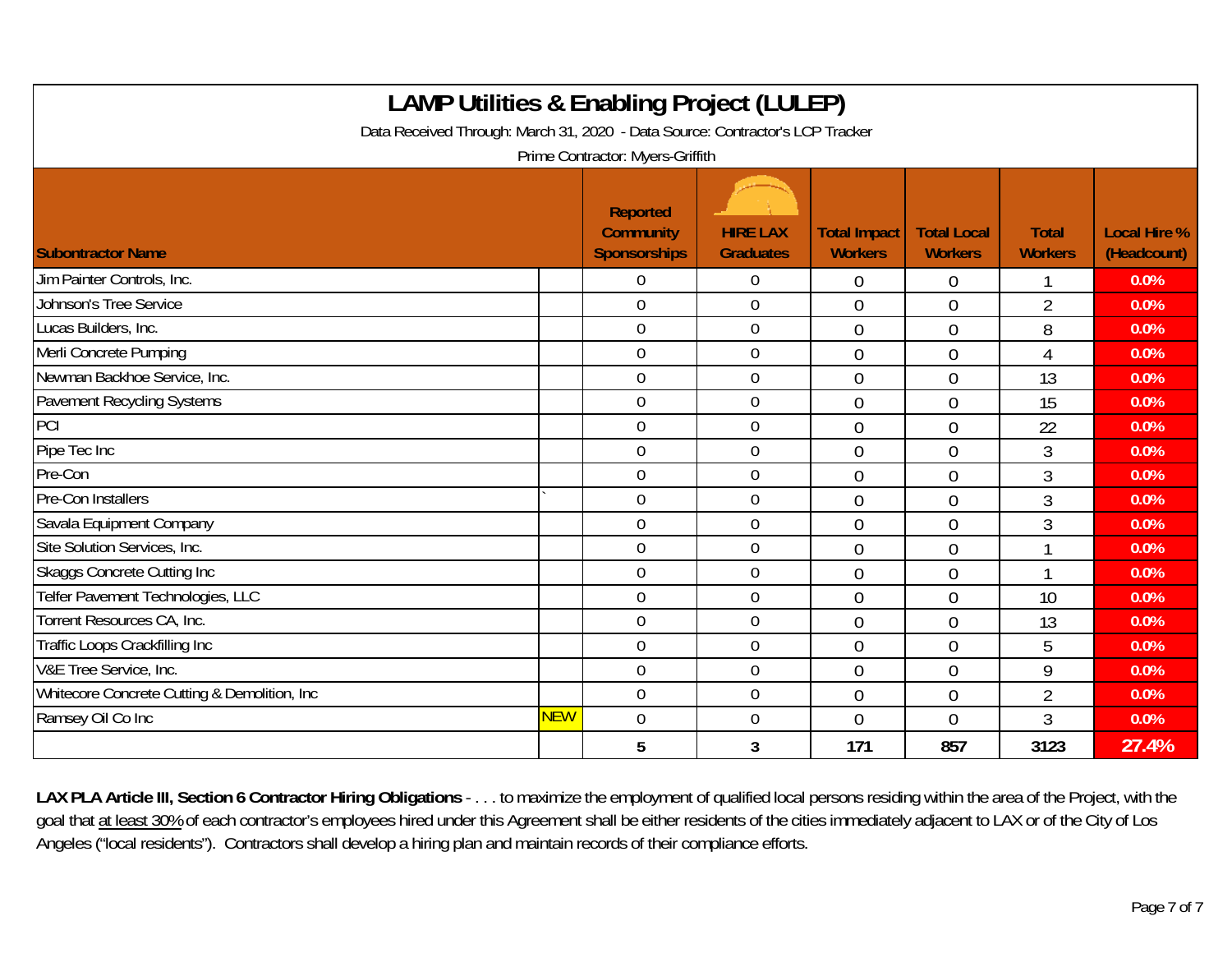# LAMP Utilities & Enabling Project (LULEP)

Data Received Through: March 31, 2020 - Data Source: Contractor's LCP Tracker

Prime Contractor: Myers-Griffith

| Subontractor Name | | Reported Community Sponsorships | HIRE LAX Graduates | Total Impact Workers | Total Local Workers | Total Workers | Local Hire % (Headcount) |
|---|---|---|---|---|---|---|---|
| Jim Painter Controls, Inc. | | 0 | 0 | 0 | 0 | 1 | 0.0% |
| Johnson's Tree Service | | 0 | 0 | 0 | 0 | 2 | 0.0% |
| Lucas Builders, Inc. | | 0 | 0 | 0 | 0 | 8 | 0.0% |
| Merli Concrete Pumping | | 0 | 0 | 0 | 0 | 4 | 0.0% |
| Newman Backhoe Service, Inc. | | 0 | 0 | 0 | 0 | 13 | 0.0% |
| Pavement Recycling Systems | | 0 | 0 | 0 | 0 | 15 | 0.0% |
| PCI | | 0 | 0 | 0 | 0 | 22 | 0.0% |
| Pipe Tec Inc | | 0 | 0 | 0 | 0 | 3 | 0.0% |
| Pre-Con | | 0 | 0 | 0 | 0 | 3 | 0.0% |
| Pre-Con Installers | ` | 0 | 0 | 0 | 0 | 3 | 0.0% |
| Savala Equipment Company | | 0 | 0 | 0 | 0 | 3 | 0.0% |
| Site Solution Services, Inc. | | 0 | 0 | 0 | 0 | 1 | 0.0% |
| Skaggs Concrete Cutting Inc | | 0 | 0 | 0 | 0 | 1 | 0.0% |
| Telfer Pavement Technologies, LLC | | 0 | 0 | 0 | 0 | 10 | 0.0% |
| Torrent Resources CA, Inc. | | 0 | 0 | 0 | 0 | 13 | 0.0% |
| Traffic Loops Crackfilling Inc | | 0 | 0 | 0 | 0 | 5 | 0.0% |
| V&E Tree Service, Inc. | | 0 | 0 | 0 | 0 | 9 | 0.0% |
| Whitecore Concrete Cutting & Demolition, Inc | | 0 | 0 | 0 | 0 | 2 | 0.0% |
| Ramsey Oil Co Inc | NEW | 0 | 0 | 0 | 0 | 3 | 0.0% |
| | | **5** | **3** | **171** | **857** | **3123** | **27.4%** |

**LAX PLA Article III, Section 6 Contractor Hiring Obligations** - . . . to maximize the employment of qualified local persons residing within the area of the Project, with the goal that at least 30% of each contractor's employees hired under this Agreement shall be either residents of the cities immediately adjacent to LAX or of the City of Los Angeles ("local residents"). Contractors shall develop a hiring plan and maintain records of their compliance efforts.